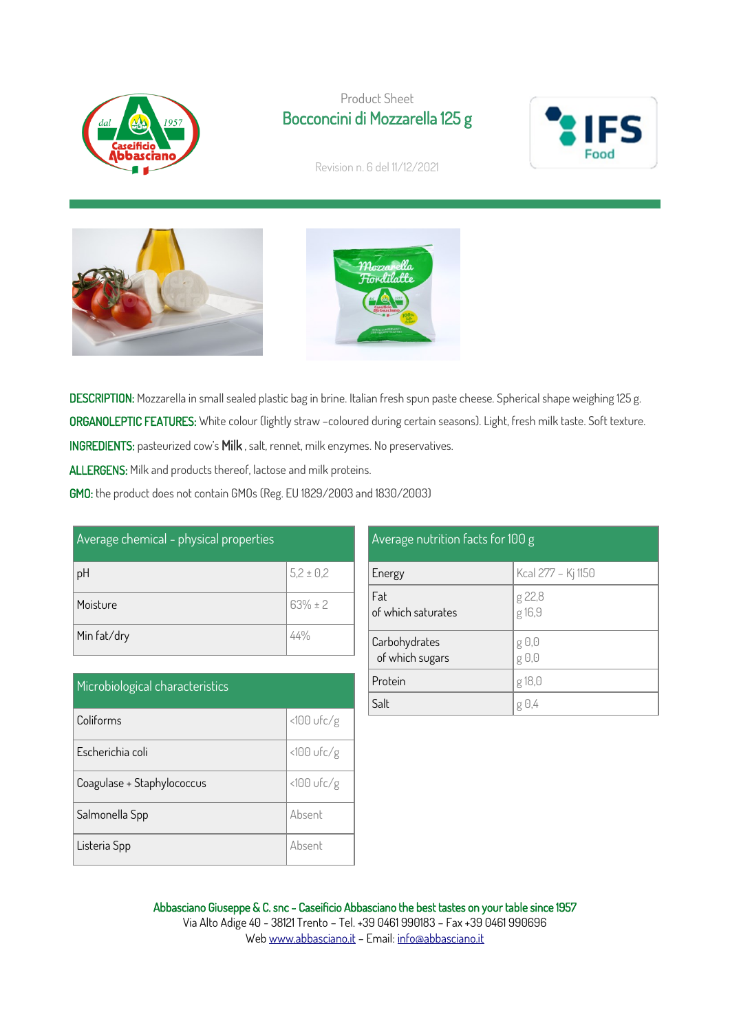Product Sheet

# Bocconcini di Mozzarella 125 g

Revision n. 6 del 11/12/2021

**DESCRIPTION:** Mozzarella in small sealed plastic bag in brine. Italian fresh spun paste cheese. Spherical shape weighing 125 g.

**ORGANOLEPTIC FEATURES:** White colour (lightly straw –coloured during certain seasons). Light, fresh milk taste. Soft texture.

**INGREDIENTS:** pasteurized cow's **Milk** , salt, rennet, milk enzymes. No preservatives.

**ALLERGENS:** Milk and products thereof, lactose and milk proteins.

**GMO:** the product does not contain GMOs (Reg. EU 1829/2003 and 1830/2003)

| Average chemical - physical properties | |
|---|---|
| pH | 5,2 ± 0,2 |
| Moisture | 63% ± 2 |
| Min fat/dry | 44% |

| Microbiological characteristics | |
|---|---|
| Coliforms | <100 ufc/g |
| Escherichia coli | <100 ufc/g |
| Coagulase + Staphylococcus | <100 ufc/g |
| Salmonella Spp | Absent |
| Listeria Spp | Absent |

| Average nutrition facts for 100 g | |
|---|---|
| Energy | Kcal 277 – Kj 1150 |
| Fat<br>of which saturates | g 22,8<br>g 16,9 |
| Carbohydrates<br>of which sugars | g 0,0<br>g 0,0 |
| Protein | g 18,0 |
| Salt | g 0,4 |

Abbasciano Giuseppe & C. snc – Caseificio Abbasciano the best tastes on your table since 1957
Via Alto Adige 40 - 38121 Trento – Tel. +39 0461 990183 – Fax +39 0461 990696
Web www.abbasciano.it – Email: info@abbasciano.it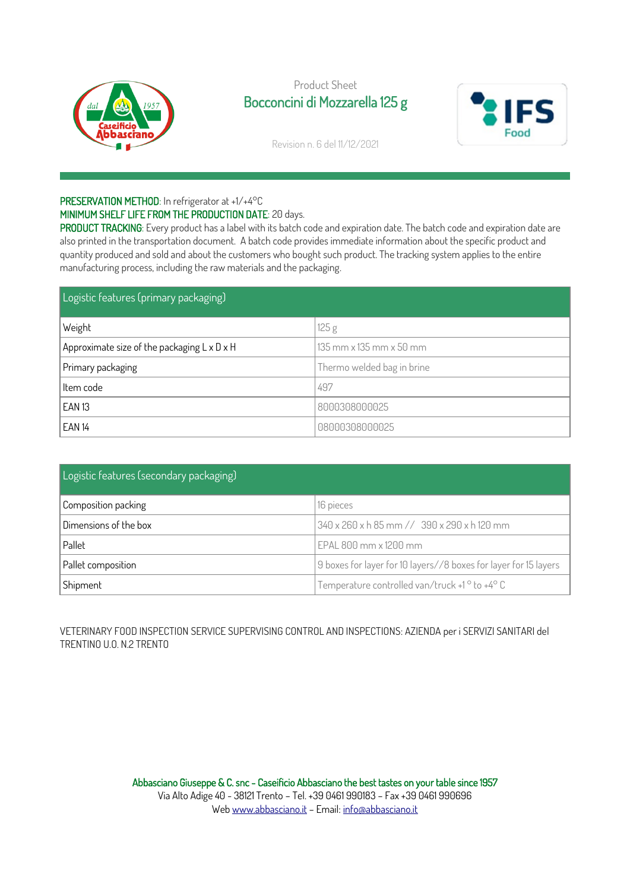Product Sheet

# Bocconcini di Mozzarella 125 g

Revision n. 6 del 11/12/2021

**PRESERVATION METHOD**: In refrigerator at +1/+4°C
**MINIMUM SHELF LIFE FROM THE PRODUCTION DATE**: 20 days.
**PRODUCT TRACKING**: Every product has a label with its batch code and expiration date. The batch code and expiration date are also printed in the transportation document. A batch code provides immediate information about the specific product and quantity produced and sold and about the customers who bought such product. The tracking system applies to the entire manufacturing process, including the raw materials and the packaging.

| Logistic features (primary packaging) | |
|---|---|
| Weight | 125 g |
| Approximate size of the packaging L x D x H | 135 mm x 135 mm x 50 mm |
| Primary packaging | Thermo welded bag in brine |
| Item code | 497 |
| EAN 13 | 8000308000025 |
| EAN 14 | 08000308000025 |

| Logistic features (secondary packaging) | |
|---|---|
| Composition packing | 16 pieces |
| Dimensions of the box | 340 x 260 x h 85 mm // 390 x 290 x h 120 mm |
| Pallet | EPAL 800 mm x 1200 mm |
| Pallet composition | 9 boxes for layer for 10 layers//8 boxes for layer for 15 layers |
| Shipment | Temperature controlled van/truck +1 ° to +4° C |

VETERINARY FOOD INSPECTION SERVICE SUPERVISING CONTROL AND INSPECTIONS: AZIENDA per i SERVIZI SANITARI del TRENTINO U.O. N.2 TRENTO

**Abbasciano Giuseppe & C. snc – Caseificio Abbasciano the best tastes on your table since 1957**
Via Alto Adige 40 - 38121 Trento – Tel. +39 0461 990183 – Fax +39 0461 990696
Web www.abbasciano.it – Email: info@abbasciano.it